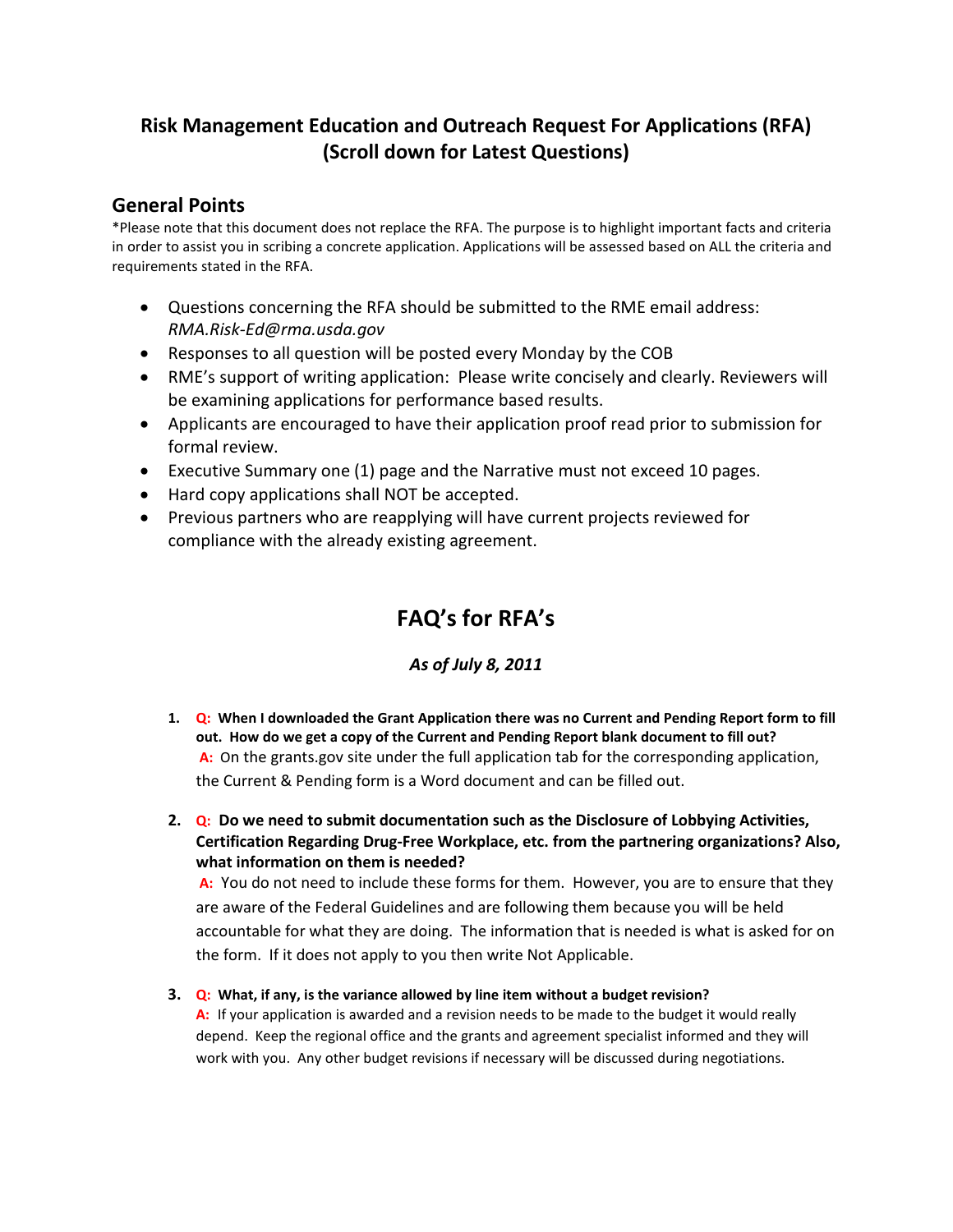# Risk Management Education and Outreach Request For Applications (RFA) (Scroll down for Latest Questions)

## General Points

*Please note that this document does not replace the RFA. The purpose is to highlight important facts and criteria in order to assist you in scribing a concrete application. Applications will be assessed based on ALL the criteria and requirements stated in the RFA.

- Questions concerning the RFA should be submitted to the RME email address: *RMA.Risk-Ed@rma.usda.gov*
- Responses to all question will be posted every Monday by the COB
- RME's support of writing application: Please write concisely and clearly. Reviewers will be examining applications for performance based results.
- Applicants are encouraged to have their application proof read prior to submission for formal review.
- Executive Summary one (1) page and the Narrative must not exceed 10 pages.
- Hard copy applications shall NOT be accepted.
- Previous partners who are reapplying will have current projects reviewed for compliance with the already existing agreement.

# FAQ's for RFA's

*As of July 8, 2011*

1. **Q: When I downloaded the Grant Application there was no Current and Pending Report form to fill out. How do we get a copy of the Current and Pending Report blank document to fill out?**
   **A:** On the grants.gov site under the full application tab for the corresponding application, the Current & Pending form is a Word document and can be filled out.

2. **Q: Do we need to submit documentation such as the Disclosure of Lobbying Activities, Certification Regarding Drug-Free Workplace, etc. from the partnering organizations? Also, what information on them is needed?**
   **A:** You do not need to include these forms for them. However, you are to ensure that they are aware of the Federal Guidelines and are following them because you will be held accountable for what they are doing. The information that is needed is what is asked for on the form. If it does not apply to you then write Not Applicable.

3. **Q: What, if any, is the variance allowed by line item without a budget revision?**
   **A:** If your application is awarded and a revision needs to be made to the budget it would really depend. Keep the regional office and the grants and agreement specialist informed and they will work with you. Any other budget revisions if necessary will be discussed during negotiations.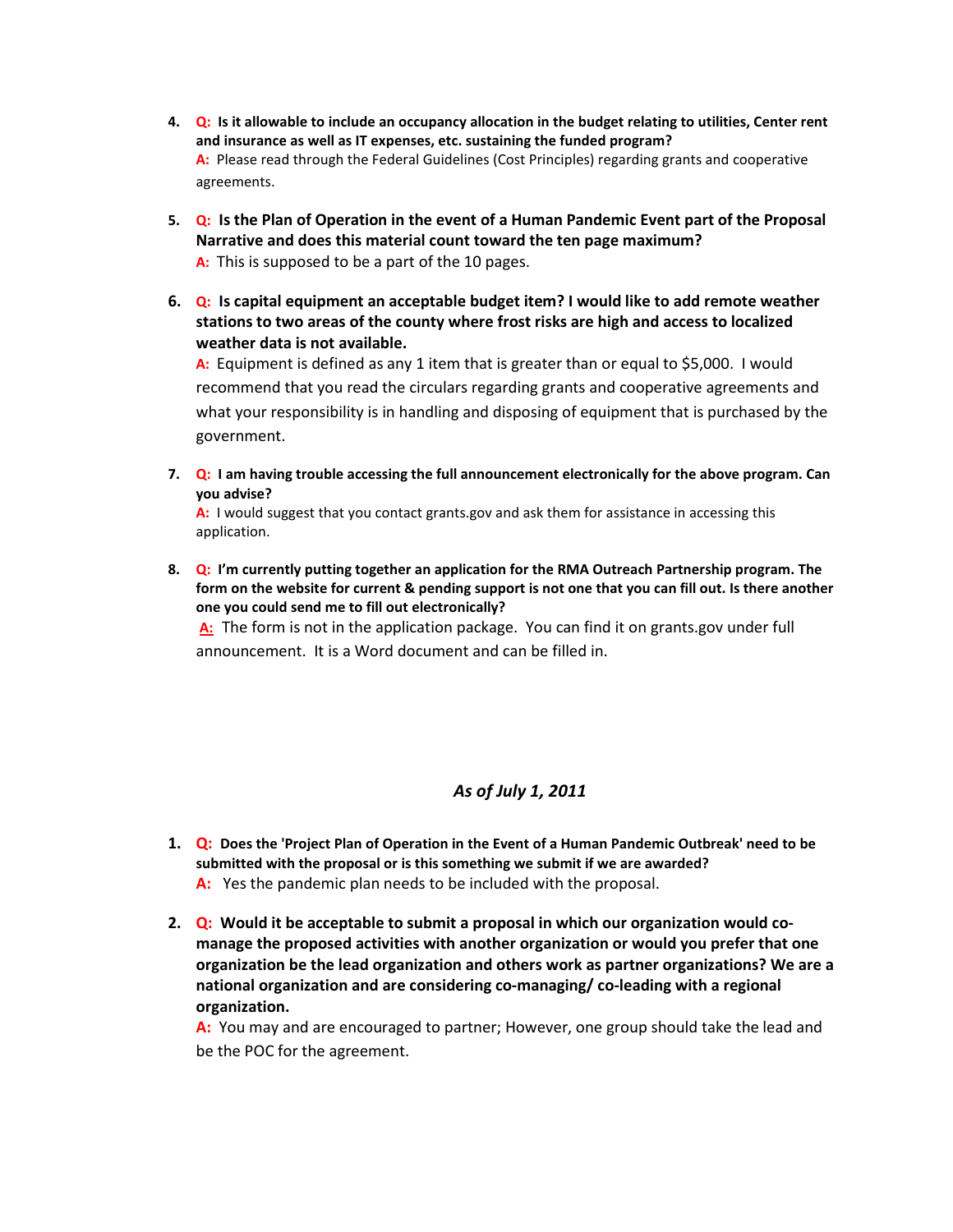4. **Q: Is it allowable to include an occupancy allocation in the budget relating to utilities, Center rent and insurance as well as IT expenses, etc. sustaining the funded program?**
   **A:** Please read through the Federal Guidelines (Cost Principles) regarding grants and cooperative agreements.

5. **Q: Is the Plan of Operation in the event of a Human Pandemic Event part of the Proposal Narrative and does this material count toward the ten page maximum?**
   **A:** This is supposed to be a part of the 10 pages.

6. **Q: Is capital equipment an acceptable budget item? I would like to add remote weather stations to two areas of the county where frost risks are high and access to localized weather data is not available.**
   **A:** Equipment is defined as any 1 item that is greater than or equal to $5,000. I would recommend that you read the circulars regarding grants and cooperative agreements and what your responsibility is in handling and disposing of equipment that is purchased by the government.

7. **Q: I am having trouble accessing the full announcement electronically for the above program. Can you advise?**
   **A:** I would suggest that you contact grants.gov and ask them for assistance in accessing this application.

8. **Q: I'm currently putting together an application for the RMA Outreach Partnership program. The form on the website for current & pending support is not one that you can fill out. Is there another one you could send me to fill out electronically?**
   **A:** The form is not in the application package. You can find it on grants.gov under full announcement. It is a Word document and can be filled in.

## *As of July 1, 2011*

1. **Q: Does the 'Project Plan of Operation in the Event of a Human Pandemic Outbreak' need to be submitted with the proposal or is this something we submit if we are awarded?**
   **A:** Yes the pandemic plan needs to be included with the proposal.

2. **Q: Would it be acceptable to submit a proposal in which our organization would co-manage the proposed activities with another organization or would you prefer that one organization be the lead organization and others work as partner organizations? We are a national organization and are considering co-managing/ co-leading with a regional organization.**
   **A:** You may and are encouraged to partner; However, one group should take the lead and be the POC for the agreement.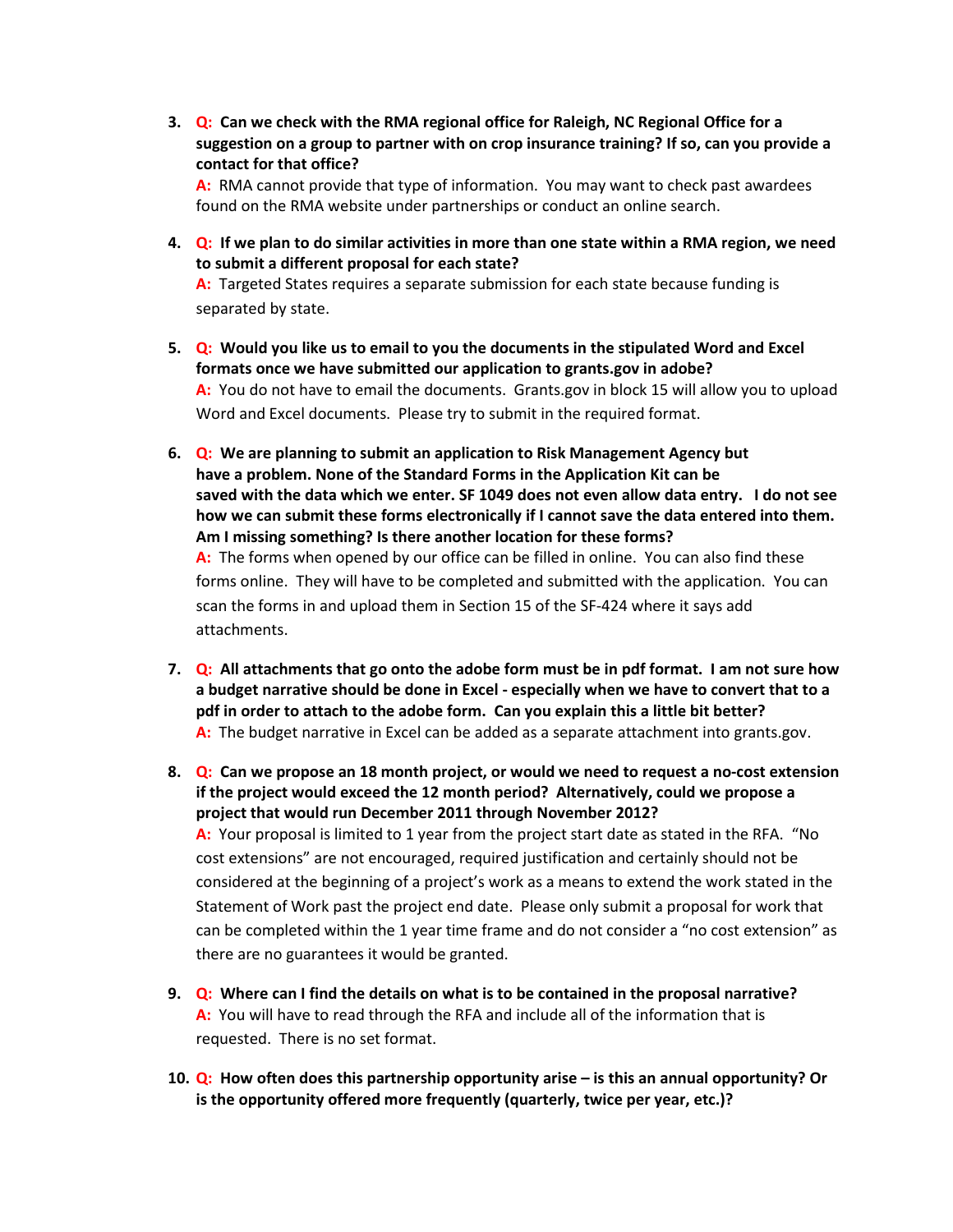3. **Q: Can we check with the RMA regional office for Raleigh, NC Regional Office for a suggestion on a group to partner with on crop insurance training? If so, can you provide a contact for that office?**
   **A:** RMA cannot provide that type of information. You may want to check past awardees found on the RMA website under partnerships or conduct an online search.

4. **Q: If we plan to do similar activities in more than one state within a RMA region, we need to submit a different proposal for each state?**
   **A:** Targeted States requires a separate submission for each state because funding is separated by state.

5. **Q: Would you like us to email to you the documents in the stipulated Word and Excel formats once we have submitted our application to grants.gov in adobe?**
   **A:** You do not have to email the documents. Grants.gov in block 15 will allow you to upload Word and Excel documents. Please try to submit in the required format.

6. **Q: We are planning to submit an application to Risk Management Agency but have a problem. None of the Standard Forms in the Application Kit can be saved with the data which we enter. SF 1049 does not even allow data entry. I do not see how we can submit these forms electronically if I cannot save the data entered into them. Am I missing something? Is there another location for these forms?**
   **A:** The forms when opened by our office can be filled in online. You can also find these forms online. They will have to be completed and submitted with the application. You can scan the forms in and upload them in Section 15 of the SF-424 where it says add attachments.

7. **Q: All attachments that go onto the adobe form must be in pdf format. I am not sure how a budget narrative should be done in Excel - especially when we have to convert that to a pdf in order to attach to the adobe form. Can you explain this a little bit better?**
   **A:** The budget narrative in Excel can be added as a separate attachment into grants.gov.

8. **Q: Can we propose an 18 month project, or would we need to request a no-cost extension if the project would exceed the 12 month period? Alternatively, could we propose a project that would run December 2011 through November 2012?**
   **A:** Your proposal is limited to 1 year from the project start date as stated in the RFA. "No cost extensions" are not encouraged, required justification and certainly should not be considered at the beginning of a project's work as a means to extend the work stated in the Statement of Work past the project end date. Please only submit a proposal for work that can be completed within the 1 year time frame and do not consider a "no cost extension" as there are no guarantees it would be granted.

9. **Q: Where can I find the details on what is to be contained in the proposal narrative?**
   **A:** You will have to read through the RFA and include all of the information that is requested. There is no set format.

10. **Q: How often does this partnership opportunity arise – is this an annual opportunity? Or is the opportunity offered more frequently (quarterly, twice per year, etc.)?**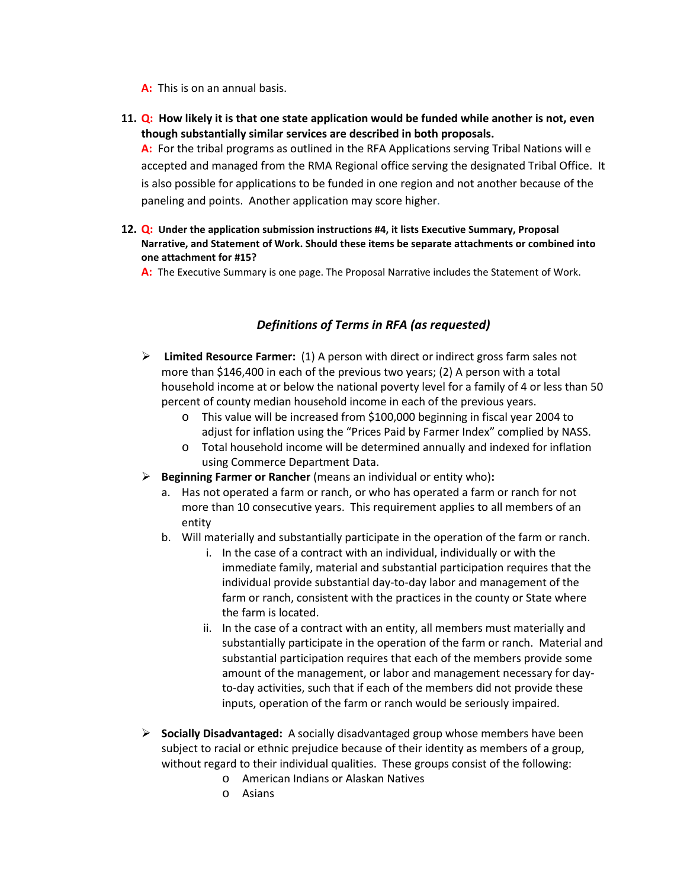**A:** This is on an annual basis.

11. **Q: How likely it is that one state application would be funded while another is not, even though substantially similar services are described in both proposals.**
    **A:** For the tribal programs as outlined in the RFA Applications serving Tribal Nations will e accepted and managed from the RMA Regional office serving the designated Tribal Office. It is also possible for applications to be funded in one region and not another because of the paneling and points. Another application may score higher.

12. **Q: Under the application submission instructions #4, it lists Executive Summary, Proposal Narrative, and Statement of Work. Should these items be separate attachments or combined into one attachment for #15?**
    **A:** The Executive Summary is one page. The Proposal Narrative includes the Statement of Work.

## *Definitions of Terms in RFA (as requested)*

- **Limited Resource Farmer:** (1) A person with direct or indirect gross farm sales not more than $146,400 in each of the previous two years; (2) A person with a total household income at or below the national poverty level for a family of 4 or less than 50 percent of county median household income in each of the previous years.
    - This value will be increased from $100,000 beginning in fiscal year 2004 to adjust for inflation using the "Prices Paid by Farmer Index" complied by NASS.
    - Total household income will be determined annually and indexed for inflation using Commerce Department Data.
- **Beginning Farmer or Rancher** (means an individual or entity who)**:**
    a. Has not operated a farm or ranch, or who has operated a farm or ranch for not more than 10 consecutive years. This requirement applies to all members of an entity
    b. Will materially and substantially participate in the operation of the farm or ranch.
        i. In the case of a contract with an individual, individually or with the immediate family, material and substantial participation requires that the individual provide substantial day-to-day labor and management of the farm or ranch, consistent with the practices in the county or State where the farm is located.
        ii. In the case of a contract with an entity, all members must materially and substantially participate in the operation of the farm or ranch. Material and substantial participation requires that each of the members provide some amount of the management, or labor and management necessary for day-to-day activities, such that if each of the members did not provide these inputs, operation of the farm or ranch would be seriously impaired.
- **Socially Disadvantaged:** A socially disadvantaged group whose members have been subject to racial or ethnic prejudice because of their identity as members of a group, without regard to their individual qualities. These groups consist of the following:
    - American Indians or Alaskan Natives
    - Asians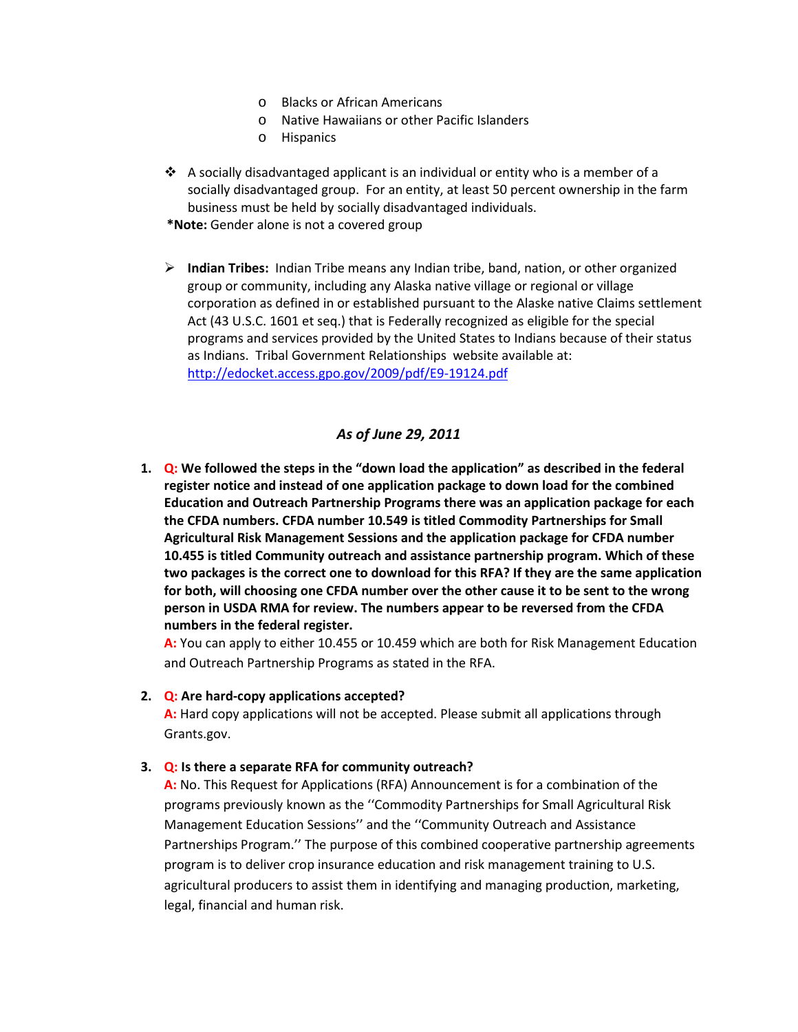- Blacks or African Americans
  - Native Hawaiians or other Pacific Islanders
  - Hispanics

- A socially disadvantaged applicant is an individual or entity who is a member of a socially disadvantaged group. For an entity, at least 50 percent ownership in the farm business must be held by socially disadvantaged individuals.

***Note:** Gender alone is not a covered group

- **Indian Tribes:** Indian Tribe means any Indian tribe, band, nation, or other organized group or community, including any Alaska native village or regional or village corporation as defined in or established pursuant to the Alaske native Claims settlement Act (43 U.S.C. 1601 et seq.) that is Federally recognized as eligible for the special programs and services provided by the United States to Indians because of their status as Indians. Tribal Government Relationships website available at: [http://edocket.access.gpo.gov/2009/pdf/E9-19124.pdf](http://edocket.access.gpo.gov/2009/pdf/E9-19124.pdf)

## *As of June 29, 2011*

1. **Q: We followed the steps in the "down load the application" as described in the federal register notice and instead of one application package to down load for the combined Education and Outreach Partnership Programs there was an application package for each the CFDA numbers. CFDA number 10.549 is titled Commodity Partnerships for Small Agricultural Risk Management Sessions and the application package for CFDA number 10.455 is titled Community outreach and assistance partnership program. Which of these two packages is the correct one to download for this RFA? If they are the same application for both, will choosing one CFDA number over the other cause it to be sent to the wrong person in USDA RMA for review. The numbers appear to be reversed from the CFDA numbers in the federal register.**
   A: You can apply to either 10.455 or 10.459 which are both for Risk Management Education and Outreach Partnership Programs as stated in the RFA.

2. **Q: Are hard-copy applications accepted?**
   A: Hard copy applications will not be accepted. Please submit all applications through Grants.gov.

3. **Q: Is there a separate RFA for community outreach?**
   A: No. This Request for Applications (RFA) Announcement is for a combination of the programs previously known as the ''Commodity Partnerships for Small Agricultural Risk Management Education Sessions'' and the ''Community Outreach and Assistance Partnerships Program.'' The purpose of this combined cooperative partnership agreements program is to deliver crop insurance education and risk management training to U.S. agricultural producers to assist them in identifying and managing production, marketing, legal, financial and human risk.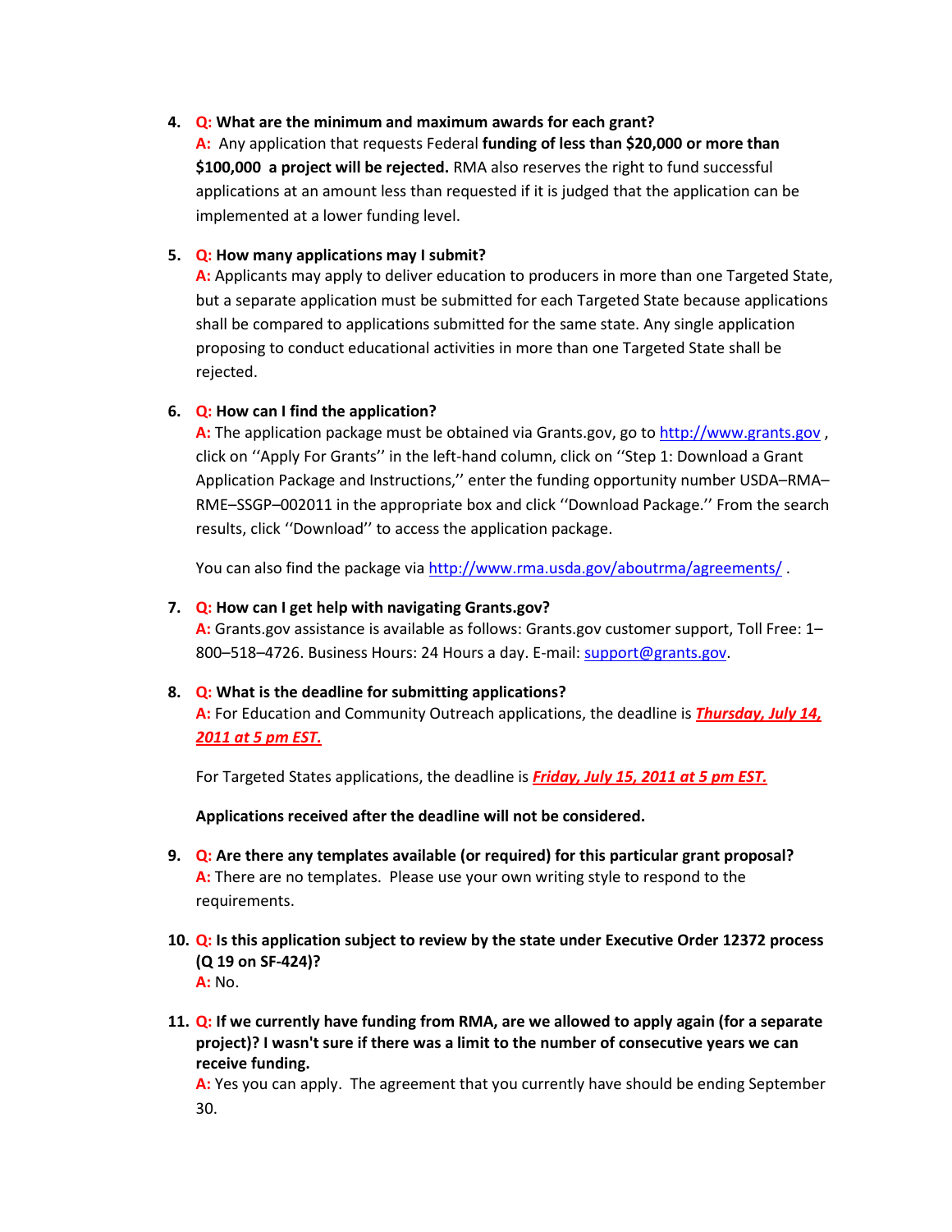4. **Q: What are the minimum and maximum awards for each grant?**
   **A:** Any application that requests Federal **funding of less than $20,000 or more than $100,000 a project will be rejected.** RMA also reserves the right to fund successful applications at an amount less than requested if it is judged that the application can be implemented at a lower funding level.

5. **Q: How many applications may I submit?**
   **A:** Applicants may apply to deliver education to producers in more than one Targeted State, but a separate application must be submitted for each Targeted State because applications shall be compared to applications submitted for the same state. Any single application proposing to conduct educational activities in more than one Targeted State shall be rejected.

6. **Q: How can I find the application?**
   **A:** The application package must be obtained via Grants.gov, go to [http://www.grants.gov](http://www.grants.gov) , click on ''Apply For Grants'' in the left-hand column, click on ''Step 1: Download a Grant Application Package and Instructions,'' enter the funding opportunity number USDA–RMA–RME–SSGP–002011 in the appropriate box and click ''Download Package.'' From the search results, click ''Download'' to access the application package.

   You can also find the package via [http://www.rma.usda.gov/aboutrma/agreements/](http://www.rma.usda.gov/aboutrma/agreements/) .

7. **Q: How can I get help with navigating Grants.gov?**
   **A:** Grants.gov assistance is available as follows: Grants.gov customer support, Toll Free: 1–800–518–4726. Business Hours: 24 Hours a day. E-mail: [support@grants.gov](mailto:support@grants.gov).

8. **Q: What is the deadline for submitting applications?**
   **A:** For Education and Community Outreach applications, the deadline is ***Thursday, July 14, 2011 at 5 pm EST.***

   For Targeted States applications, the deadline is ***Friday, July 15, 2011 at 5 pm EST.***

   **Applications received after the deadline will not be considered.**

9. **Q: Are there any templates available (or required) for this particular grant proposal?**
   **A:** There are no templates. Please use your own writing style to respond to the requirements.

10. **Q: Is this application subject to review by the state under Executive Order 12372 process (Q 19 on SF-424)?**
    **A:** No.

11. **Q: If we currently have funding from RMA, are we allowed to apply again (for a separate project)? I wasn't sure if there was a limit to the number of consecutive years we can receive funding.**
    **A:** Yes you can apply. The agreement that you currently have should be ending September 30.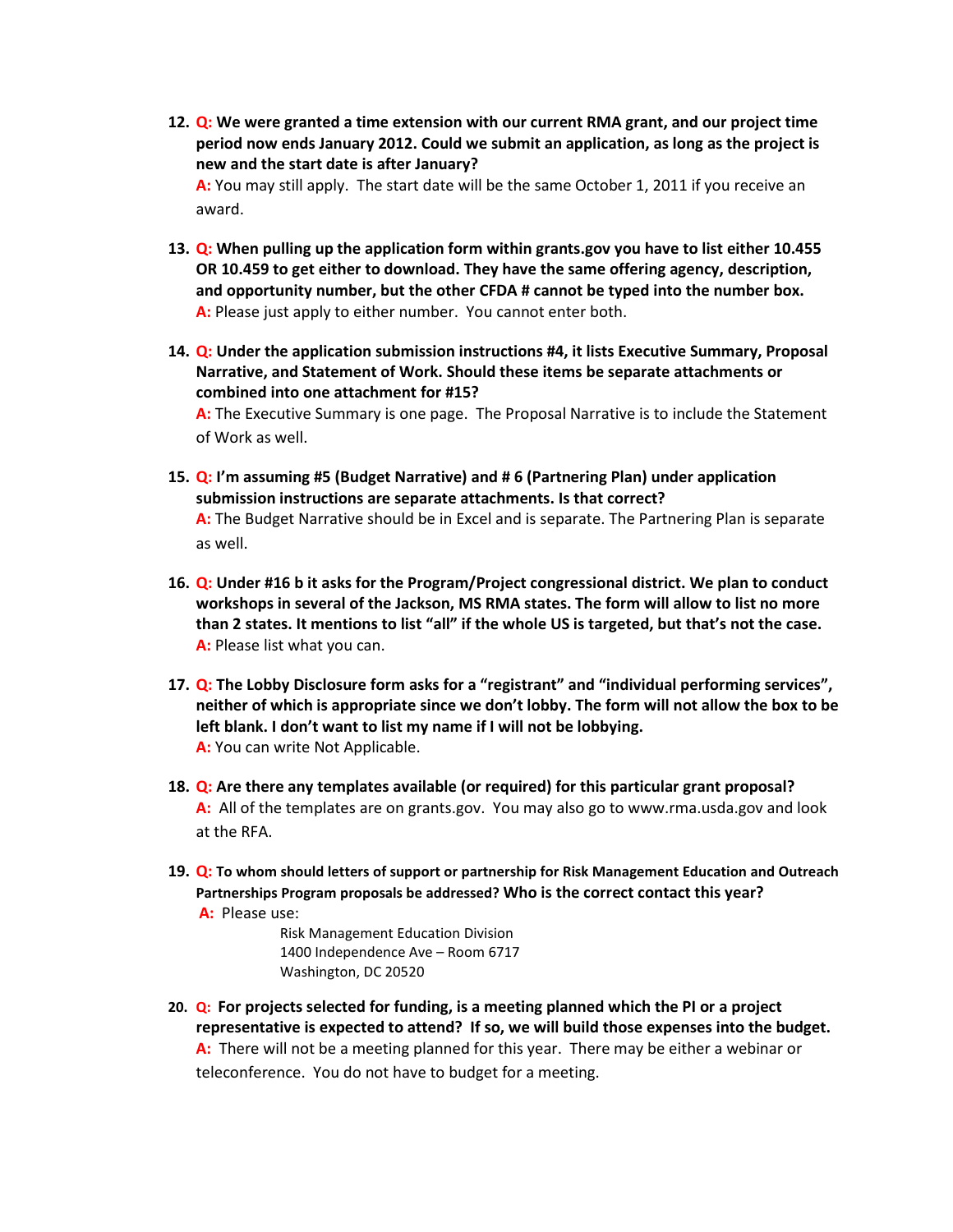12. **Q: We were granted a time extension with our current RMA grant, and our project time period now ends January 2012. Could we submit an application, as long as the project is new and the start date is after January?**
    **A:** You may still apply. The start date will be the same October 1, 2011 if you receive an award.

13. **Q: When pulling up the application form within grants.gov you have to list either 10.455 OR 10.459 to get either to download. They have the same offering agency, description, and opportunity number, but the other CFDA # cannot be typed into the number box.**
    **A:** Please just apply to either number. You cannot enter both.

14. **Q: Under the application submission instructions #4, it lists Executive Summary, Proposal Narrative, and Statement of Work. Should these items be separate attachments or combined into one attachment for #15?**
    **A:** The Executive Summary is one page. The Proposal Narrative is to include the Statement of Work as well.

15. **Q: I'm assuming #5 (Budget Narrative) and # 6 (Partnering Plan) under application submission instructions are separate attachments. Is that correct?**
    **A:** The Budget Narrative should be in Excel and is separate. The Partnering Plan is separate as well.

16. **Q: Under #16 b it asks for the Program/Project congressional district. We plan to conduct workshops in several of the Jackson, MS RMA states. The form will allow to list no more than 2 states. It mentions to list "all" if the whole US is targeted, but that's not the case.**
    **A:** Please list what you can.

17. **Q: The Lobby Disclosure form asks for a "registrant" and "individual performing services", neither of which is appropriate since we don't lobby. The form will not allow the box to be left blank. I don't want to list my name if I will not be lobbying.**
    **A:** You can write Not Applicable.

18. **Q: Are there any templates available (or required) for this particular grant proposal?**
    **A:** All of the templates are on grants.gov. You may also go to www.rma.usda.gov and look at the RFA.

19. **Q: To whom should letters of support or partnership for Risk Management Education and Outreach Partnerships Program proposals be addressed? Who is the correct contact this year?**
    **A:** Please use:

    Risk Management Education Division
    1400 Independence Ave – Room 6717
    Washington, DC 20520

20. **Q: For projects selected for funding, is a meeting planned which the PI or a project representative is expected to attend? If so, we will build those expenses into the budget.**
    **A:** There will not be a meeting planned for this year. There may be either a webinar or teleconference. You do not have to budget for a meeting.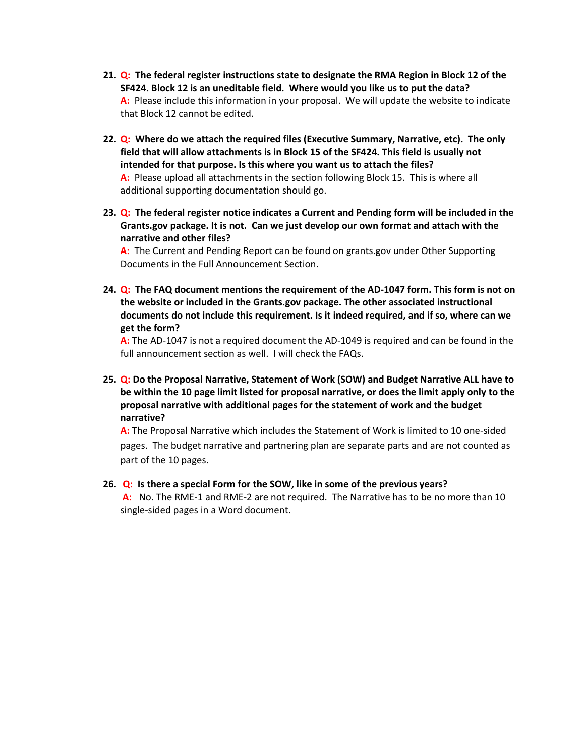21. **Q: The federal register instructions state to designate the RMA Region in Block 12 of the SF424. Block 12 is an uneditable field. Where would you like us to put the data?**
    **A:** Please include this information in your proposal. We will update the website to indicate that Block 12 cannot be edited.

22. **Q: Where do we attach the required files (Executive Summary, Narrative, etc). The only field that will allow attachments is in Block 15 of the SF424. This field is usually not intended for that purpose. Is this where you want us to attach the files?**
    **A:** Please upload all attachments in the section following Block 15. This is where all additional supporting documentation should go.

23. **Q: The federal register notice indicates a Current and Pending form will be included in the Grants.gov package. It is not. Can we just develop our own format and attach with the narrative and other files?**
    **A:** The Current and Pending Report can be found on grants.gov under Other Supporting Documents in the Full Announcement Section.

24. **Q: The FAQ document mentions the requirement of the AD-1047 form. This form is not on the website or included in the Grants.gov package. The other associated instructional documents do not include this requirement. Is it indeed required, and if so, where can we get the form?**
    **A:** The AD-1047 is not a required document the AD-1049 is required and can be found in the full announcement section as well. I will check the FAQs.

25. **Q: Do the Proposal Narrative, Statement of Work (SOW) and Budget Narrative ALL have to be within the 10 page limit listed for proposal narrative, or does the limit apply only to the proposal narrative with additional pages for the statement of work and the budget narrative?**
    **A:** The Proposal Narrative which includes the Statement of Work is limited to 10 one-sided pages. The budget narrative and partnering plan are separate parts and are not counted as part of the 10 pages.

26. **Q: Is there a special Form for the SOW, like in some of the previous years?**
    **A:** No. The RME-1 and RME-2 are not required. The Narrative has to be no more than 10 single-sided pages in a Word document.